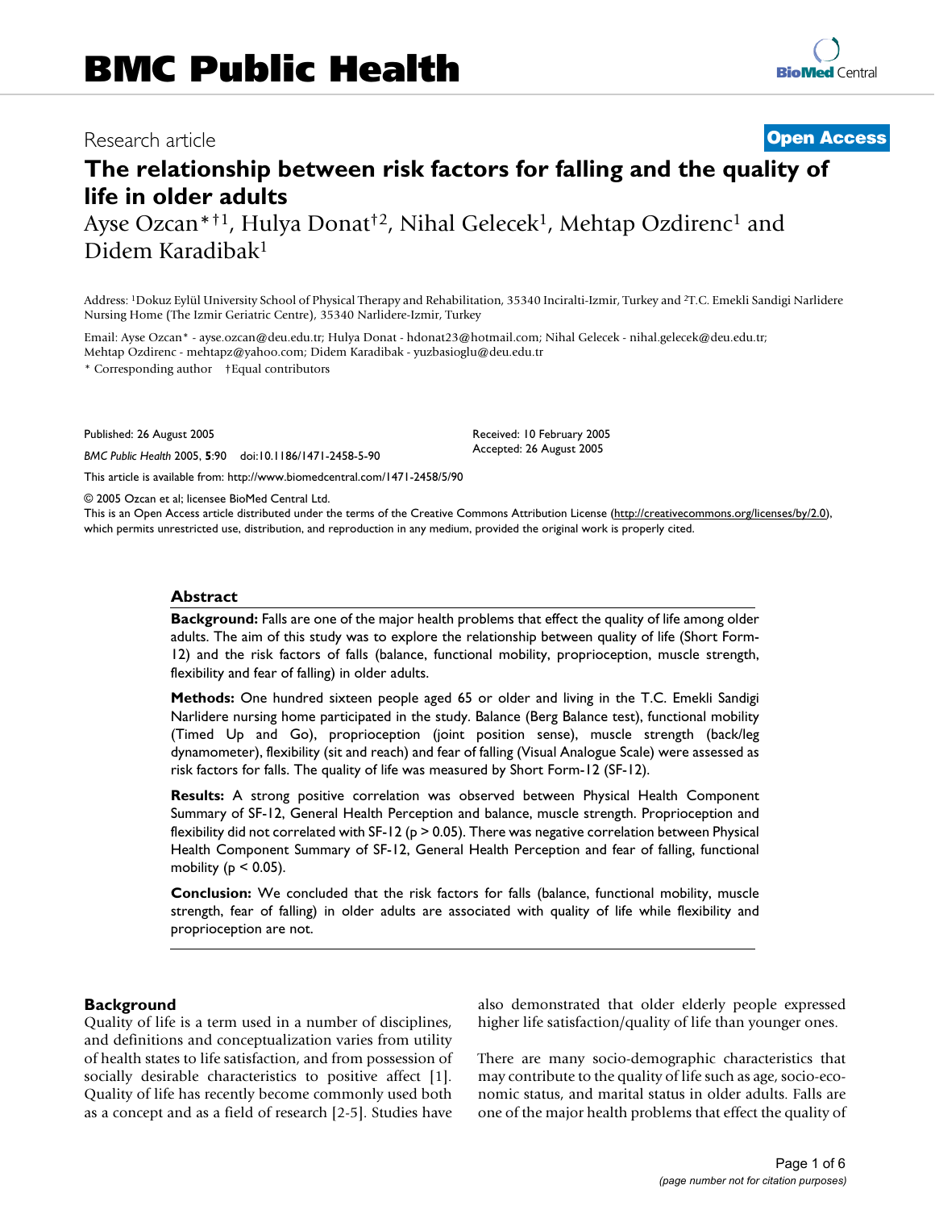Research article

**Open Access**

# The relationship between risk factors for falling and the quality of life in older adults

Ayse Ozcan*†[1], Hulya Donat†[2], Nihal Gelecek[1], Mehtap Ozdirenc[1] and Didem Karadibak[1]

Address: [1]Dokuz Eylül University School of Physical Therapy and Rehabilitation, 35340 Inciralti-Izmir, Turkey and [2]T.C. Emekli Sandigi Narlidere Nursing Home (The Izmir Geriatric Centre), 35340 Narlidere-Izmir, Turkey

Email: Ayse Ozcan* - ayse.ozcan@deu.edu.tr; Hulya Donat - hdonat23@hotmail.com; Nihal Gelecek - nihal.gelecek@deu.edu.tr; Mehtap Ozdirenc - mehtapz@yahoo.com; Didem Karadibak - yuzbasioglu@deu.edu.tr

\* Corresponding author †Equal contributors

Published: 26 August 2005

*BMC Public Health* 2005, **5**:90 doi:10.1186/1471-2458-5-90

Received: 10 February 2005
Accepted: 26 August 2005

This article is available from: http://www.biomedcentral.com/1471-2458/5/90

© 2005 Ozcan et al; licensee BioMed Central Ltd.
This is an Open Access article distributed under the terms of the Creative Commons Attribution License (http://creativecommons.org/licenses/by/2.0), which permits unrestricted use, distribution, and reproduction in any medium, provided the original work is properly cited.

## Abstract

**Background:** Falls are one of the major health problems that effect the quality of life among older adults. The aim of this study was to explore the relationship between quality of life (Short Form-12) and the risk factors of falls (balance, functional mobility, proprioception, muscle strength, flexibility and fear of falling) in older adults.

**Methods:** One hundred sixteen people aged 65 or older and living in the T.C. Emekli Sandigi Narlidere nursing home participated in the study. Balance (Berg Balance test), functional mobility (Timed Up and Go), proprioception (joint position sense), muscle strength (back/leg dynamometer), flexibility (sit and reach) and fear of falling (Visual Analogue Scale) were assessed as risk factors for falls. The quality of life was measured by Short Form-12 (SF-12).

**Results:** A strong positive correlation was observed between Physical Health Component Summary of SF-12, General Health Perception and balance, muscle strength. Proprioception and flexibility did not correlated with SF-12 ($p > 0.05$). There was negative correlation between Physical Health Component Summary of SF-12, General Health Perception and fear of falling, functional mobility ($p < 0.05$).

**Conclusion:** We concluded that the risk factors for falls (balance, functional mobility, muscle strength, fear of falling) in older adults are associated with quality of life while flexibility and proprioception are not.

## Background

Quality of life is a term used in a number of disciplines, and definitions and conceptualization varies from utility of health states to life satisfaction, and from possession of socially desirable characteristics to positive affect [1]. Quality of life has recently become commonly used both as a concept and as a field of research [2-5]. Studies have also demonstrated that older elderly people expressed higher life satisfaction/quality of life than younger ones.

There are many socio-demographic characteristics that may contribute to the quality of life such as age, socio-economic status, and marital status in older adults. Falls are one of the major health problems that effect the quality of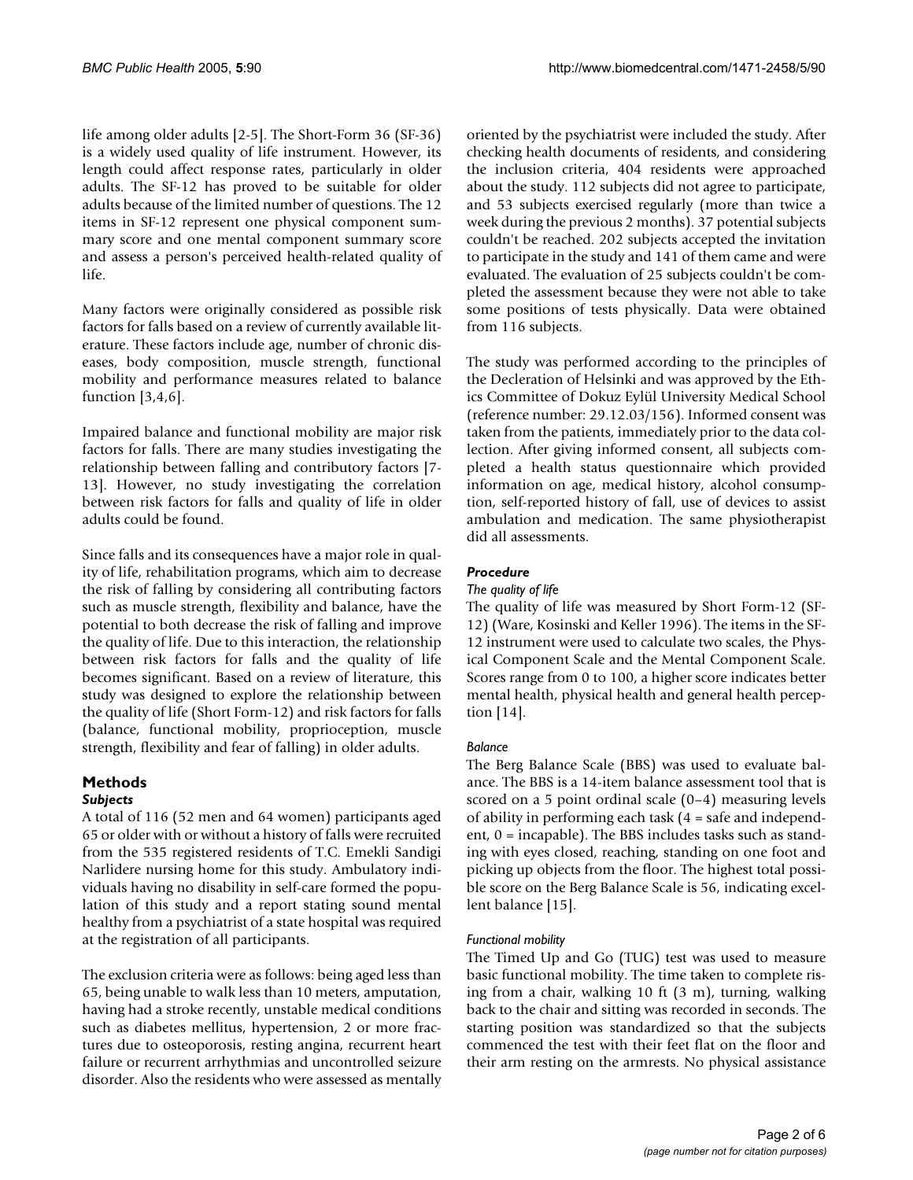life among older adults [2-5]. The Short-Form 36 (SF-36) is a widely used quality of life instrument. However, its length could affect response rates, particularly in older adults. The SF-12 has proved to be suitable for older adults because of the limited number of questions. The 12 items in SF-12 represent one physical component summary score and one mental component summary score and assess a person's perceived health-related quality of life.

Many factors were originally considered as possible risk factors for falls based on a review of currently available literature. These factors include age, number of chronic diseases, body composition, muscle strength, functional mobility and performance measures related to balance function [3,4,6].

Impaired balance and functional mobility are major risk factors for falls. There are many studies investigating the relationship between falling and contributory factors [7-13]. However, no study investigating the correlation between risk factors for falls and quality of life in older adults could be found.

Since falls and its consequences have a major role in quality of life, rehabilitation programs, which aim to decrease the risk of falling by considering all contributing factors such as muscle strength, flexibility and balance, have the potential to both decrease the risk of falling and improve the quality of life. Due to this interaction, the relationship between risk factors for falls and the quality of life becomes significant. Based on a review of literature, this study was designed to explore the relationship between the quality of life (Short Form-12) and risk factors for falls (balance, functional mobility, proprioception, muscle strength, flexibility and fear of falling) in older adults.

## Methods

### *Subjects*

A total of 116 (52 men and 64 women) participants aged 65 or older with or without a history of falls were recruited from the 535 registered residents of T.C. Emekli Sandigi Narlidere nursing home for this study. Ambulatory individuals having no disability in self-care formed the population of this study and a report stating sound mental healthy from a psychiatrist of a state hospital was required at the registration of all participants.

The exclusion criteria were as follows: being aged less than 65, being unable to walk less than 10 meters, amputation, having had a stroke recently, unstable medical conditions such as diabetes mellitus, hypertension, 2 or more fractures due to osteoporosis, resting angina, recurrent heart failure or recurrent arrhythmias and uncontrolled seizure disorder. Also the residents who were assessed as mentally oriented by the psychiatrist were included the study. After checking health documents of residents, and considering the inclusion criteria, 404 residents were approached about the study. 112 subjects did not agree to participate, and 53 subjects exercised regularly (more than twice a week during the previous 2 months). 37 potential subjects couldn't be reached. 202 subjects accepted the invitation to participate in the study and 141 of them came and were evaluated. The evaluation of 25 subjects couldn't be completed the assessment because they were not able to take some positions of tests physically. Data were obtained from 116 subjects.

The study was performed according to the principles of the Decleration of Helsinki and was approved by the Ethics Committee of Dokuz Eylül University Medical School (reference number: 29.12.03/156). Informed consent was taken from the patients, immediately prior to the data collection. After giving informed consent, all subjects completed a health status questionnaire which provided information on age, medical history, alcohol consumption, self-reported history of fall, use of devices to assist ambulation and medication. The same physiotherapist did all assessments.

### *Procedure*

#### *The quality of life*

The quality of life was measured by Short Form-12 (SF-12) (Ware, Kosinski and Keller 1996). The items in the SF-12 instrument were used to calculate two scales, the Physical Component Scale and the Mental Component Scale. Scores range from 0 to 100, a higher score indicates better mental health, physical health and general health perception [14].

#### *Balance*

The Berg Balance Scale (BBS) was used to evaluate balance. The BBS is a 14-item balance assessment tool that is scored on a 5 point ordinal scale (0–4) measuring levels of ability in performing each task (4 = safe and independent, 0 = incapable). The BBS includes tasks such as standing with eyes closed, reaching, standing on one foot and picking up objects from the floor. The highest total possible score on the Berg Balance Scale is 56, indicating excellent balance [15].

#### *Functional mobility*

The Timed Up and Go (TUG) test was used to measure basic functional mobility. The time taken to complete rising from a chair, walking 10 ft (3 m), turning, walking back to the chair and sitting was recorded in seconds. The starting position was standardized so that the subjects commenced the test with their feet flat on the floor and their arm resting on the armrests. No physical assistance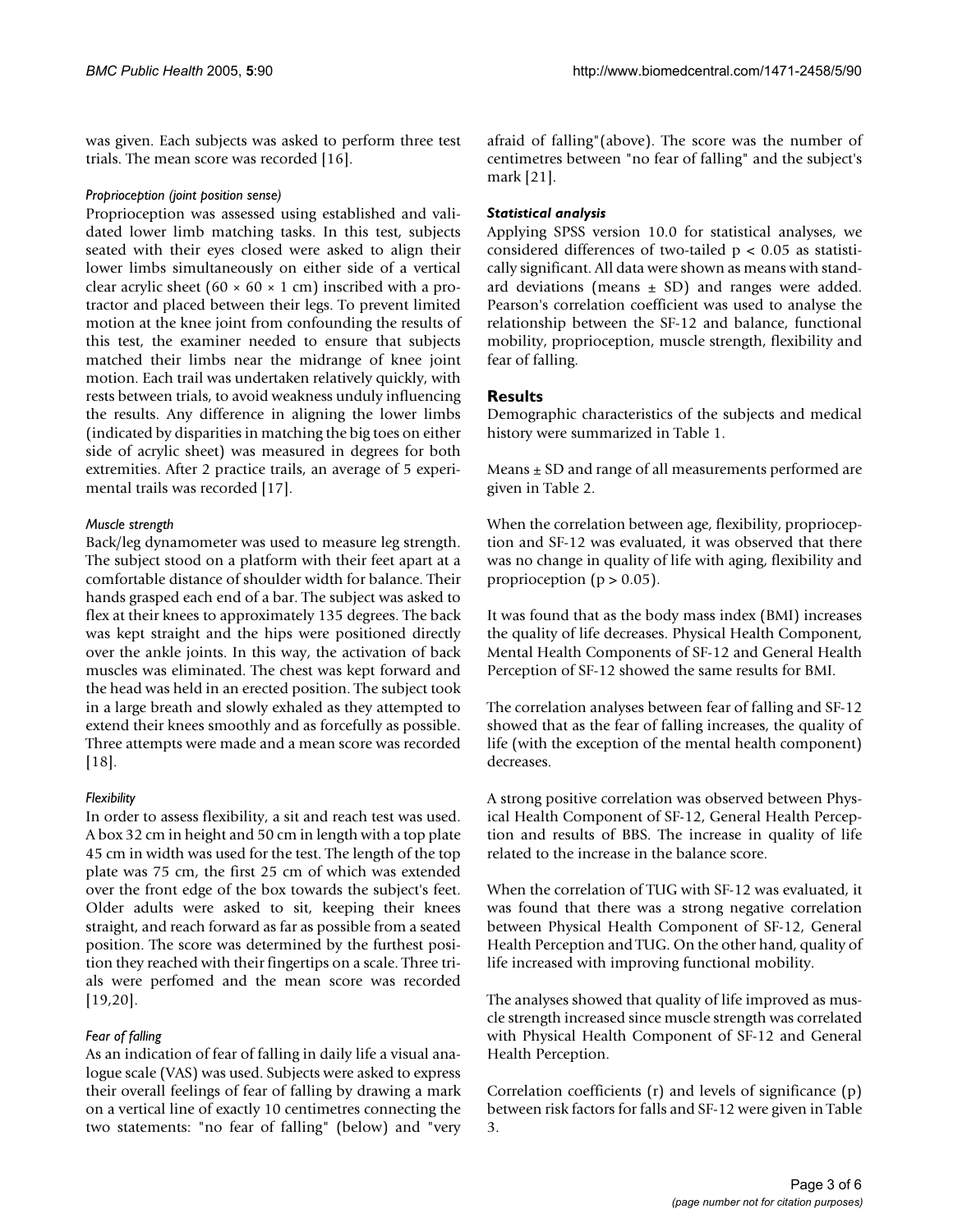was given. Each subjects was asked to perform three test trials. The mean score was recorded [16].

#### *Proprioception (joint position sense)*

Proprioception was assessed using established and validated lower limb matching tasks. In this test, subjects seated with their eyes closed were asked to align their lower limbs simultaneously on either side of a vertical clear acrylic sheet (60 × 60 × 1 cm) inscribed with a protractor and placed between their legs. To prevent limited motion at the knee joint from confounding the results of this test, the examiner needed to ensure that subjects matched their limbs near the midrange of knee joint motion. Each trail was undertaken relatively quickly, with rests between trials, to avoid weakness unduly influencing the results. Any difference in aligning the lower limbs (indicated by disparities in matching the big toes on either side of acrylic sheet) was measured in degrees for both extremities. After 2 practice trails, an average of 5 experimental trails was recorded [17].

#### *Muscle strength*

Back/leg dynamometer was used to measure leg strength. The subject stood on a platform with their feet apart at a comfortable distance of shoulder width for balance. Their hands grasped each end of a bar. The subject was asked to flex at their knees to approximately 135 degrees. The back was kept straight and the hips were positioned directly over the ankle joints. In this way, the activation of back muscles was eliminated. The chest was kept forward and the head was held in an erected position. The subject took in a large breath and slowly exhaled as they attempted to extend their knees smoothly and as forcefully as possible. Three attempts were made and a mean score was recorded [18].

#### *Flexibility*

In order to assess flexibility, a sit and reach test was used. A box 32 cm in height and 50 cm in length with a top plate 45 cm in width was used for the test. The length of the top plate was 75 cm, the first 25 cm of which was extended over the front edge of the box towards the subject's feet. Older adults were asked to sit, keeping their knees straight, and reach forward as far as possible from a seated position. The score was determined by the furthest position they reached with their fingertips on a scale. Three trials were perfomed and the mean score was recorded [19,20].

#### *Fear of falling*

As an indication of fear of falling in daily life a visual analogue scale (VAS) was used. Subjects were asked to express their overall feelings of fear of falling by drawing a mark on a vertical line of exactly 10 centimetres connecting the two statements: "no fear of falling" (below) and "very afraid of falling"(above). The score was the number of centimetres between "no fear of falling" and the subject's mark [21].

#### ***Statistical analysis***

Applying SPSS version 10.0 for statistical analyses, we considered differences of two-tailed $p < 0.05$ as statistically significant. All data were shown as means with standard deviations (means ± SD) and ranges were added. Pearson's correlation coefficient was used to analyse the relationship between the SF-12 and balance, functional mobility, proprioception, muscle strength, flexibility and fear of falling.

## Results

Demographic characteristics of the subjects and medical history were summarized in Table 1.

Means ± SD and range of all measurements performed are given in Table 2.

When the correlation between age, flexibility, proprioception and SF-12 was evaluated, it was observed that there was no change in quality of life with aging, flexibility and proprioception ($p > 0.05$).

It was found that as the body mass index (BMI) increases the quality of life decreases. Physical Health Component, Mental Health Components of SF-12 and General Health Perception of SF-12 showed the same results for BMI.

The correlation analyses between fear of falling and SF-12 showed that as the fear of falling increases, the quality of life (with the exception of the mental health component) decreases.

A strong positive correlation was observed between Physical Health Component of SF-12, General Health Perception and results of BBS. The increase in quality of life related to the increase in the balance score.

When the correlation of TUG with SF-12 was evaluated, it was found that there was a strong negative correlation between Physical Health Component of SF-12, General Health Perception and TUG. On the other hand, quality of life increased with improving functional mobility.

The analyses showed that quality of life improved as muscle strength increased since muscle strength was correlated with Physical Health Component of SF-12 and General Health Perception.

Correlation coefficients (r) and levels of significance (p) between risk factors for falls and SF-12 were given in Table 3.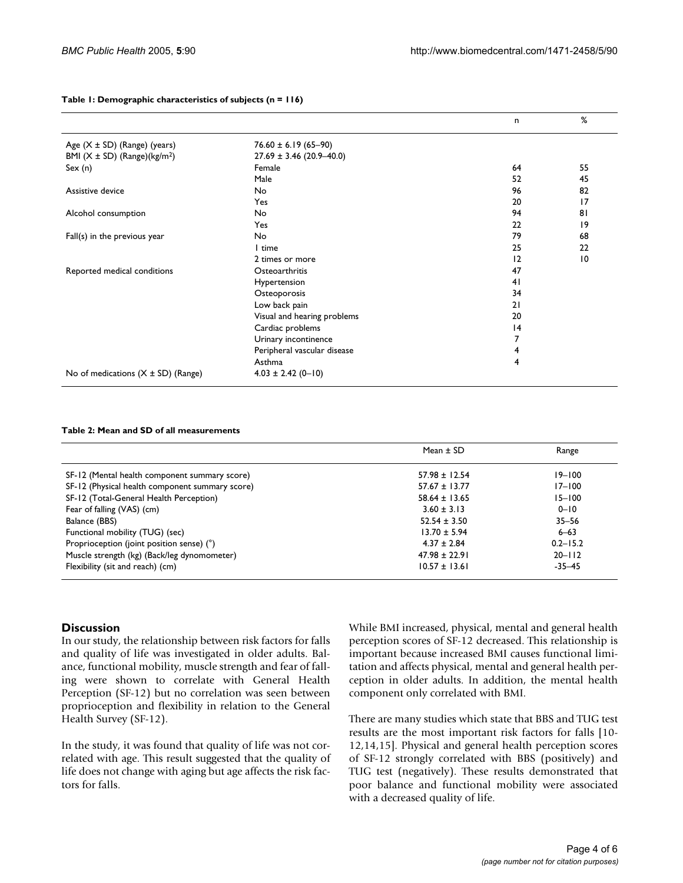**Table 1: Demographic characteristics of subjects (n = 116)**

| | | n | % |
|---|---|---|---|
| Age (X ± SD) (Range) (years) | 76.60 ± 6.19 (65–90) | | |
| BMI (X ± SD) (Range)(kg/m²) | 27.69 ± 3.46 (20.9–40.0) | | |
| Sex (n) | Female | 64 | 55 |
| | Male | 52 | 45 |
| Assistive device | No | 96 | 82 |
| | Yes | 20 | 17 |
| Alcohol consumption | No | 94 | 81 |
| | Yes | 22 | 19 |
| Fall(s) in the previous year | No | 79 | 68 |
| | 1 time | 25 | 22 |
| | 2 times or more | 12 | 10 |
| Reported medical conditions | Osteoarthritis | 47 | |
| | Hypertension | 41 | |
| | Osteoporosis | 34 | |
| | Low back pain | 21 | |
| | Visual and hearing problems | 20 | |
| | Cardiac problems | 14 | |
| | Urinary incontinence | 7 | |
| | Peripheral vascular disease | 4 | |
| | Asthma | 4 | |
| No of medications (X ± SD) (Range) | 4.03 ± 2.42 (0–10) | | |

**Table 2: Mean and SD of all measurements**

| | Mean ± SD | Range |
|---|---|---|
| SF-12 (Mental health component summary score) | 57.98 ± 12.54 | 19–100 |
| SF-12 (Physical health component summary score) | 57.67 ± 13.77 | 17–100 |
| SF-12 (Total-General Health Perception) | 58.64 ± 13.65 | 15–100 |
| Fear of falling (VAS) (cm) | 3.60 ± 3.13 | 0–10 |
| Balance (BBS) | 52.54 ± 3.50 | 35–56 |
| Functional mobility (TUG) (sec) | 13.70 ± 5.94 | 6–63 |
| Proprioception (joint position sense) (°) | 4.37 ± 2.84 | 0.2–15.2 |
| Muscle strength (kg) (Back/leg dynomometer) | 47.98 ± 22.91 | 20–112 |
| Flexibility (sit and reach) (cm) | 10.57 ± 13.61 | -35–45 |

## Discussion

In our study, the relationship between risk factors for falls and quality of life was investigated in older adults. Balance, functional mobility, muscle strength and fear of falling were shown to correlate with General Health Perception (SF-12) but no correlation was seen between proprioception and flexibility in relation to the General Health Survey (SF-12).

In the study, it was found that quality of life was not correlated with age. This result suggested that the quality of life does not change with aging but age affects the risk factors for falls.

While BMI increased, physical, mental and general health perception scores of SF-12 decreased. This relationship is important because increased BMI causes functional limitation and affects physical, mental and general health perception in older adults. In addition, the mental health component only correlated with BMI.

There are many studies which state that BBS and TUG test results are the most important risk factors for falls [10-12,14,15]. Physical and general health perception scores of SF-12 strongly correlated with BBS (positively) and TUG test (negatively). These results demonstrated that poor balance and functional mobility were associated with a decreased quality of life.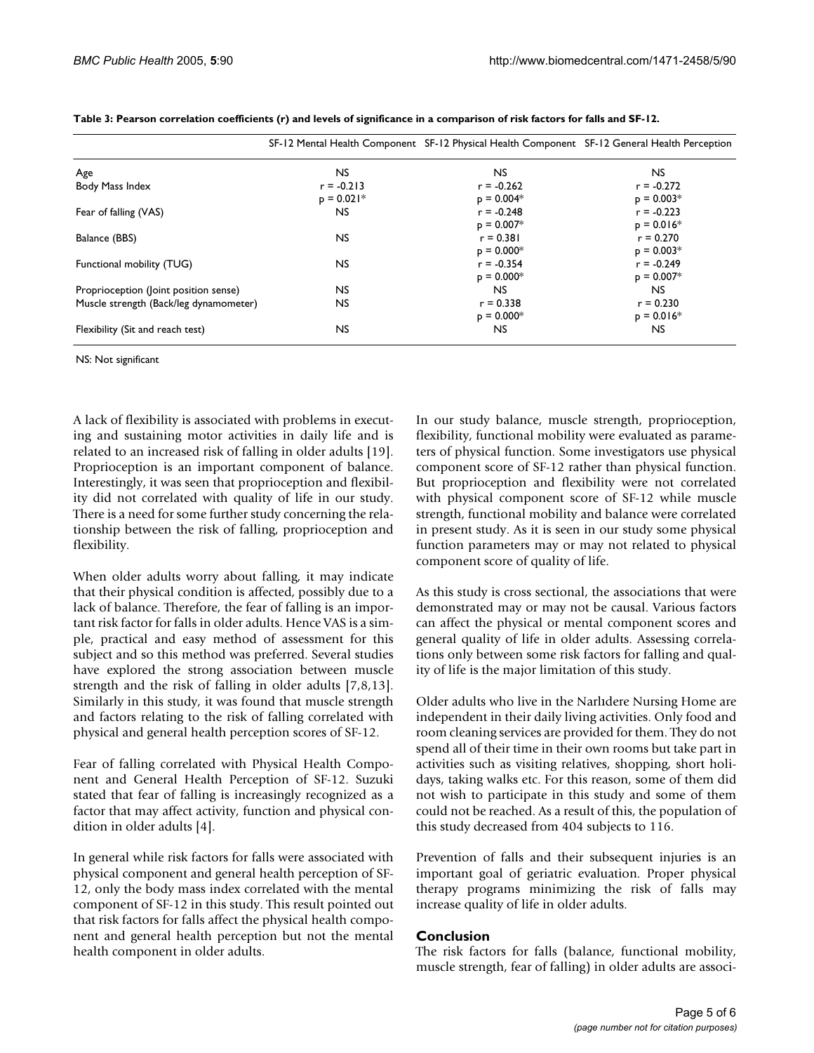**Table 3: Pearson correlation coefficients (r) and levels of significance in a comparison of risk factors for falls and SF-12.**

| | SF-12 Mental Health Component | SF-12 Physical Health Component | SF-12 General Health Perception |
|---|---|---|---|
| Age | NS | NS | NS |
| Body Mass Index | r = -0.213<br>p = 0.021* | r = -0.262<br>p = 0.004* | r = -0.272<br>p = 0.003* |
| Fear of falling (VAS) | NS | r = -0.248<br>p = 0.007* | r = -0.223<br>p = 0.016* |
| Balance (BBS) | NS | r = 0.381<br>p = 0.000* | r = 0.270<br>p = 0.003* |
| Functional mobility (TUG) | NS | r = -0.354<br>p = 0.000* | r = -0.249<br>p = 0.007* |
| Proprioception (Joint position sense) | NS | NS | NS |
| Muscle strength (Back/leg dynamometer) | NS | r = 0.338<br>p = 0.000* | r = 0.230<br>p = 0.016* |
| Flexibility (Sit and reach test) | NS | NS | NS |

NS: Not significant

A lack of flexibility is associated with problems in executing and sustaining motor activities in daily life and is related to an increased risk of falling in older adults [19]. Proprioception is an important component of balance. Interestingly, it was seen that proprioception and flexibility did not correlated with quality of life in our study. There is a need for some further study concerning the relationship between the risk of falling, proprioception and flexibility.

When older adults worry about falling, it may indicate that their physical condition is affected, possibly due to a lack of balance. Therefore, the fear of falling is an important risk factor for falls in older adults. Hence VAS is a simple, practical and easy method of assessment for this subject and so this method was preferred. Several studies have explored the strong association between muscle strength and the risk of falling in older adults [7,8,13]. Similarly in this study, it was found that muscle strength and factors relating to the risk of falling correlated with physical and general health perception scores of SF-12.

Fear of falling correlated with Physical Health Component and General Health Perception of SF-12. Suzuki stated that fear of falling is increasingly recognized as a factor that may affect activity, function and physical condition in older adults [4].

In general while risk factors for falls were associated with physical component and general health perception of SF-12, only the body mass index correlated with the mental component of SF-12 in this study. This result pointed out that risk factors for falls affect the physical health component and general health perception but not the mental health component in older adults.

In our study balance, muscle strength, proprioception, flexibility, functional mobility were evaluated as parameters of physical function. Some investigators use physical component score of SF-12 rather than physical function. But proprioception and flexibility were not correlated with physical component score of SF-12 while muscle strength, functional mobility and balance were correlated in present study. As it is seen in our study some physical function parameters may or may not related to physical component score of quality of life.

As this study is cross sectional, the associations that were demonstrated may or may not be causal. Various factors can affect the physical or mental component scores and general quality of life in older adults. Assessing correlations only between some risk factors for falling and quality of life is the major limitation of this study.

Older adults who live in the Narlıdere Nursing Home are independent in their daily living activities. Only food and room cleaning services are provided for them. They do not spend all of their time in their own rooms but take part in activities such as visiting relatives, shopping, short holidays, taking walks etc. For this reason, some of them did not wish to participate in this study and some of them could not be reached. As a result of this, the population of this study decreased from 404 subjects to 116.

Prevention of falls and their subsequent injuries is an important goal of geriatric evaluation. Proper physical therapy programs minimizing the risk of falls may increase quality of life in older adults.

## Conclusion

The risk factors for falls (balance, functional mobility, muscle strength, fear of falling) in older adults are associ-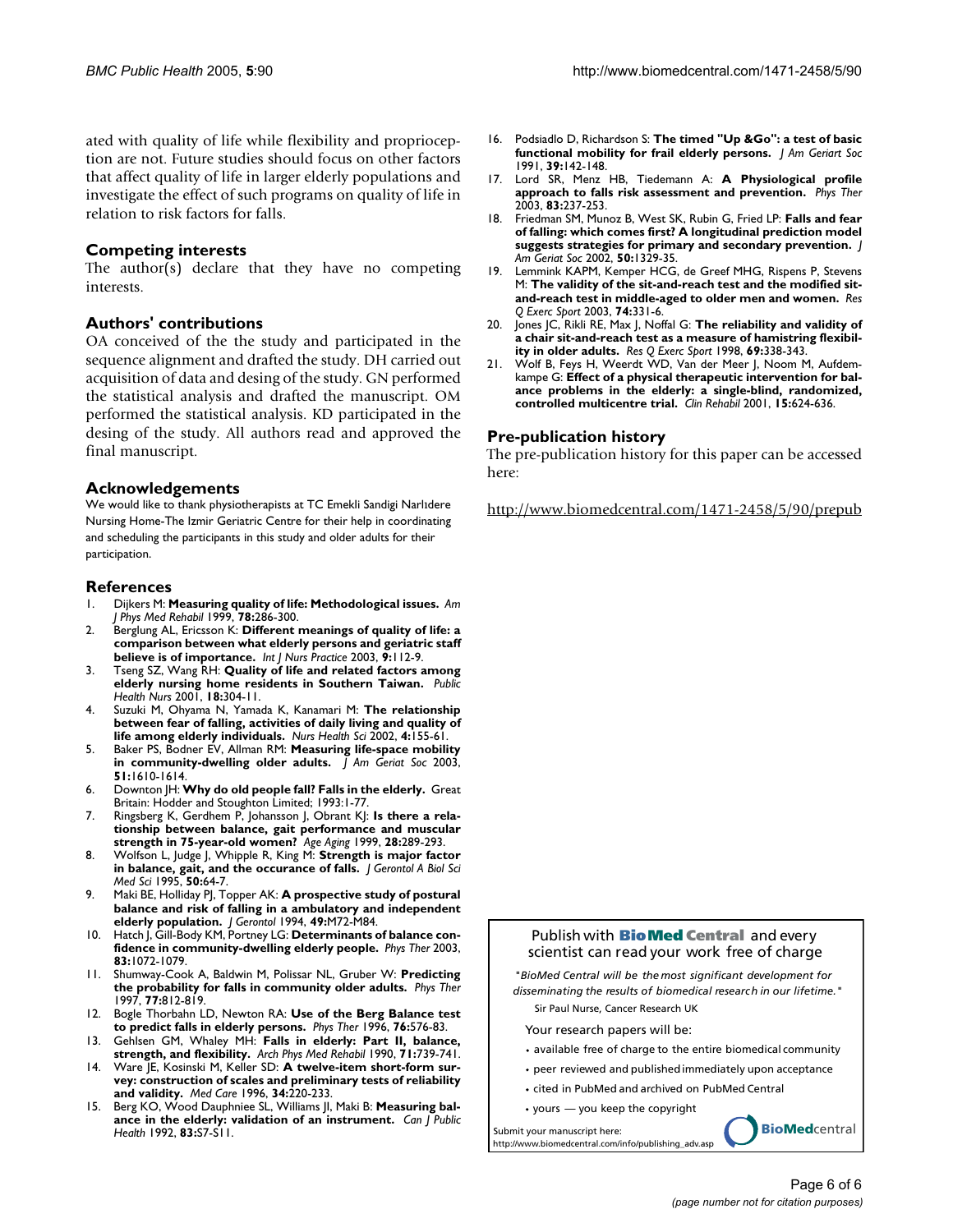ated with quality of life while flexibility and proprioception are not. Future studies should focus on other factors that affect quality of life in larger elderly populations and investigate the effect of such programs on quality of life in relation to risk factors for falls.

## Competing interests

The author(s) declare that they have no competing interests.

## Authors' contributions

OA conceived of the the study and participated in the sequence alignment and drafted the study. DH carried out acquisition of data and desing of the study. GN performed the statistical analysis and drafted the manuscript. OM performed the statistical analysis. KD participated in the desing of the study. All authors read and approved the final manuscript.

## Acknowledgements

We would like to thank physiotherapists at TC Emekli Sandigi Narlıdere Nursing Home-The Izmir Geriatric Centre for their help in coordinating and scheduling the participants in this study and older adults for their participation.

## References

1. Dijkers M: **Measuring quality of life: Methodological issues.** *Am J Phys Med Rehabil* 1999, **78:**286-300.
2. Berglung AL, Ericsson K: **Different meanings of quality of life: a comparison between what elderly persons and geriatric staff believe is of importance.** *Int J Nurs Practice* 2003, **9:**112-9.
3. Tseng SZ, Wang RH: **Quality of life and related factors among elderly nursing home residents in Southern Taiwan.** *Public Health Nurs* 2001, **18:**304-11.
4. Suzuki M, Ohyama N, Yamada K, Kanamari M: **The relationship between fear of falling, activities of daily living and quality of life among elderly individuals.** *Nurs Health Sci* 2002, **4:**155-61.
5. Baker PS, Bodner EV, Allman RM: **Measuring life-space mobility in community-dwelling older adults.** *J Am Geriat Soc* 2003, **51:**1610-1614.
6. Downton JH: **Why do old people fall? Falls in the elderly.** Great Britain: Hodder and Stoughton Limited; 1993:1-77.
7. Ringsberg K, Gerdhem P, Johansson J, Obrant KJ: **Is there a relationship between balance, gait performance and muscular strength in 75-year-old women?** *Age Aging* 1999, **28:**289-293.
8. Wolfson L, Judge J, Whipple R, King M: **Strength is major factor in balance, gait, and the occurance of falls.** *J Gerontol A Biol Sci Med Sci* 1995, **50:**64-7.
9. Maki BE, Holliday PJ, Topper AK: **A prospective study of postural balance and risk of falling in a ambulatory and independent elderly population.** *J Gerontol* 1994, **49:**M72-M84.
10. Hatch J, Gill-Body KM, Portney LG: **Determinants of balance confidence in community-dwelling elderly people.** *Phys Ther* 2003, **83:**1072-1079.
11. Shumway-Cook A, Baldwin M, Polissar NL, Gruber W: **Predicting the probability for falls in community older adults.** *Phys Ther* 1997, **77:**812-819.
12. Bogle Thorbahn LD, Newton RA: **Use of the Berg Balance test to predict falls in elderly persons.** *Phys Ther* 1996, **76:**576-83.
13. Gehlsen GM, Whaley MH: **Falls in elderly: Part II, balance, strength, and flexibility.** *Arch Phys Med Rehabil* 1990, **71:**739-741.
14. Ware JE, Kosinski M, Keller SD: **A twelve-item short-form survey: construction of scales and preliminary tests of reliability and validity.** *Med Care* 1996, **34:**220-233.
15. Berg KO, Wood Dauphniee SL, Williams JI, Maki B: **Measuring balance in the elderly: validation of an instrument.** *Can J Public Health* 1992, **83:**S7-S11.
16. Podsiadlo D, Richardson S: **The timed "Up &Go": a test of basic functional mobility for frail elderly persons.** *J Am Geriart Soc* 1991, **39:**142-148.
17. Lord SR, Menz HB, Tiedemann A: **A Physiological profile approach to falls risk assessment and prevention.** *Phys Ther* 2003, **83:**237-253.
18. Friedman SM, Munoz B, West SK, Rubin G, Fried LP: **Falls and fear of falling: which comes first? A longitudinal prediction model suggests strategies for primary and secondary prevention.** *J Am Geriat Soc* 2002, **50:**1329-35.
19. Lemmink KAPM, Kemper HCG, de Greef MHG, Rispens P, Stevens M: **The validity of the sit-and-reach test and the modified sit-and-reach test in middle-aged to older men and women.** *Res Q Exerc Sport* 2003, **74:**331-6.
20. Jones JC, Rikli RE, Max J, Noffal G: **The reliability and validity of a chair sit-and-reach test as a measure of hamistring flexibility in older adults.** *Res Q Exerc Sport* 1998, **69:**338-343.
21. Wolf B, Feys H, Weerdt WD, Van der Meer J, Noom M, Aufdemkampe G: **Effect of a physical therapeutic intervention for balance problems in the elderly: a single-blind, randomized, controlled multicentre trial.** *Clin Rehabil* 2001, **15:**624-636.

## Pre-publication history

The pre-publication history for this paper can be accessed here:

http://www.biomedcentral.com/1471-2458/5/90/prepub

Publish with **BioMed Central** and every scientist can read your work free of charge

*"BioMed Central will be the most significant development for disseminating the results of biomedical research in our lifetime."*

Sir Paul Nurse, Cancer Research UK

Your research papers will be:

- available free of charge to the entire biomedical community
- peer reviewed and published immediately upon acceptance
- cited in PubMed and archived on PubMed Central
- yours — you keep the copyright

Submit your manuscript here:
http://www.biomedcentral.com/info/publishing_adv.asp

BioMedcentral